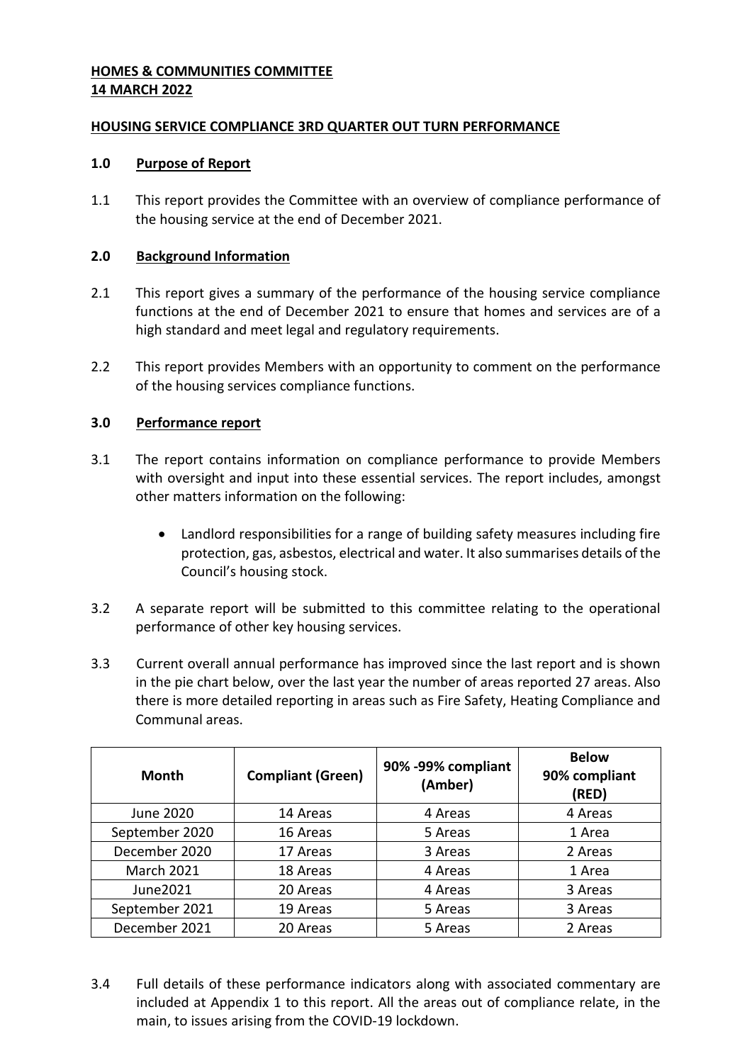**HOMES & COMMUNITIES COMMITTEE**
**14 MARCH 2022**

**HOUSING SERVICE COMPLIANCE 3RD QUARTER OUT TURN PERFORMANCE**

## 1.0 Purpose of Report

1.1 This report provides the Committee with an overview of compliance performance of the housing service at the end of December 2021.

## 2.0 Background Information

2.1 This report gives a summary of the performance of the housing service compliance functions at the end of December 2021 to ensure that homes and services are of a high standard and meet legal and regulatory requirements.

2.2 This report provides Members with an opportunity to comment on the performance of the housing services compliance functions.

## 3.0 Performance report

3.1 The report contains information on compliance performance to provide Members with oversight and input into these essential services. The report includes, amongst other matters information on the following:

- Landlord responsibilities for a range of building safety measures including fire protection, gas, asbestos, electrical and water. It also summarises details of the Council's housing stock.

3.2 A separate report will be submitted to this committee relating to the operational performance of other key housing services.

3.3 Current overall annual performance has improved since the last report and is shown in the pie chart below, over the last year the number of areas reported 27 areas. Also there is more detailed reporting in areas such as Fire Safety, Heating Compliance and Communal areas.

| Month | Compliant (Green) | 90% -99% compliant (Amber) | Below 90% compliant (RED) |
|---|---|---|---|
| June 2020 | 14 Areas | 4 Areas | 4 Areas |
| September 2020 | 16 Areas | 5 Areas | 1 Area |
| December 2020 | 17 Areas | 3 Areas | 2 Areas |
| March 2021 | 18 Areas | 4 Areas | 1 Area |
| June2021 | 20 Areas | 4 Areas | 3 Areas |
| September 2021 | 19 Areas | 5 Areas | 3 Areas |
| December 2021 | 20 Areas | 5 Areas | 2 Areas |

3.4 Full details of these performance indicators along with associated commentary are included at Appendix 1 to this report. All the areas out of compliance relate, in the main, to issues arising from the COVID-19 lockdown.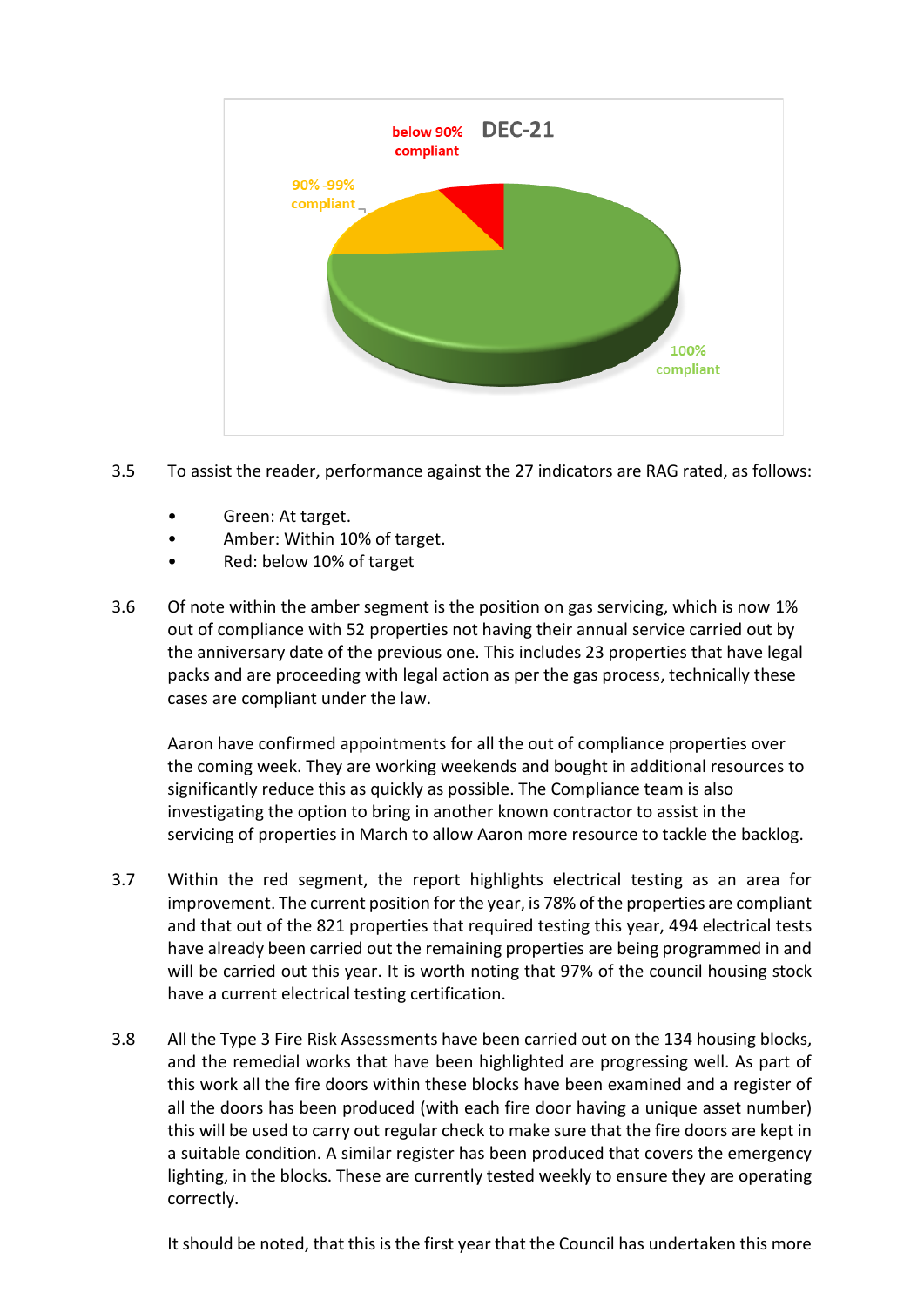3.5 To assist the reader, performance against the 27 indicators are RAG rated, as follows:

- Green: At target.
- Amber: Within 10% of target.
- Red: below 10% of target

3.6 Of note within the amber segment is the position on gas servicing, which is now 1% out of compliance with 52 properties not having their annual service carried out by the anniversary date of the previous one. This includes 23 properties that have legal packs and are proceeding with legal action as per the gas process, technically these cases are compliant under the law.

Aaron have confirmed appointments for all the out of compliance properties over the coming week. They are working weekends and bought in additional resources to significantly reduce this as quickly as possible. The Compliance team is also investigating the option to bring in another known contractor to assist in the servicing of properties in March to allow Aaron more resource to tackle the backlog.

3.7 Within the red segment, the report highlights electrical testing as an area for improvement. The current position for the year, is 78% of the properties are compliant and that out of the 821 properties that required testing this year, 494 electrical tests have already been carried out the remaining properties are being programmed in and will be carried out this year. It is worth noting that 97% of the council housing stock have a current electrical testing certification.

3.8 All the Type 3 Fire Risk Assessments have been carried out on the 134 housing blocks, and the remedial works that have been highlighted are progressing well. As part of this work all the fire doors within these blocks have been examined and a register of all the doors has been produced (with each fire door having a unique asset number) this will be used to carry out regular check to make sure that the fire doors are kept in a suitable condition. A similar register has been produced that covers the emergency lighting, in the blocks. These are currently tested weekly to ensure they are operating correctly.

It should be noted, that this is the first year that the Council has undertaken this more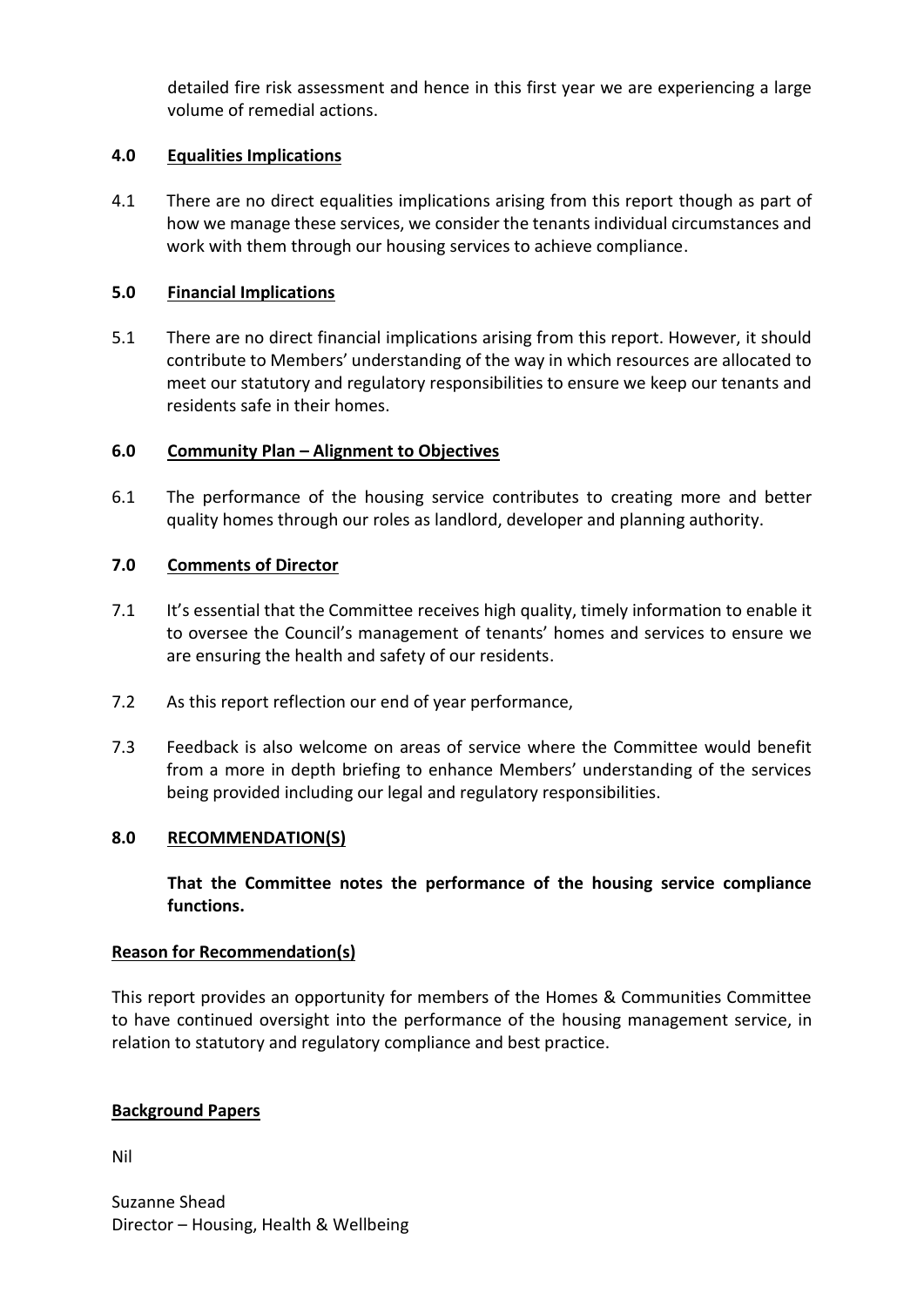detailed fire risk assessment and hence in this first year we are experiencing a large volume of remedial actions.

## 4.0 Equalities Implications

4.1 There are no direct equalities implications arising from this report though as part of how we manage these services, we consider the tenants individual circumstances and work with them through our housing services to achieve compliance.

## 5.0 Financial Implications

5.1 There are no direct financial implications arising from this report. However, it should contribute to Members' understanding of the way in which resources are allocated to meet our statutory and regulatory responsibilities to ensure we keep our tenants and residents safe in their homes.

## 6.0 Community Plan – Alignment to Objectives

6.1 The performance of the housing service contributes to creating more and better quality homes through our roles as landlord, developer and planning authority.

## 7.0 Comments of Director

7.1 It's essential that the Committee receives high quality, timely information to enable it to oversee the Council's management of tenants' homes and services to ensure we are ensuring the health and safety of our residents.

7.2 As this report reflection our end of year performance,

7.3 Feedback is also welcome on areas of service where the Committee would benefit from a more in depth briefing to enhance Members' understanding of the services being provided including our legal and regulatory responsibilities.

## 8.0 RECOMMENDATION(S)

**That the Committee notes the performance of the housing service compliance functions.**

**Reason for Recommendation(s)**

This report provides an opportunity for members of the Homes & Communities Committee to have continued oversight into the performance of the housing management service, in relation to statutory and regulatory compliance and best practice.

**Background Papers**

Nil

Suzanne Shead
Director – Housing, Health & Wellbeing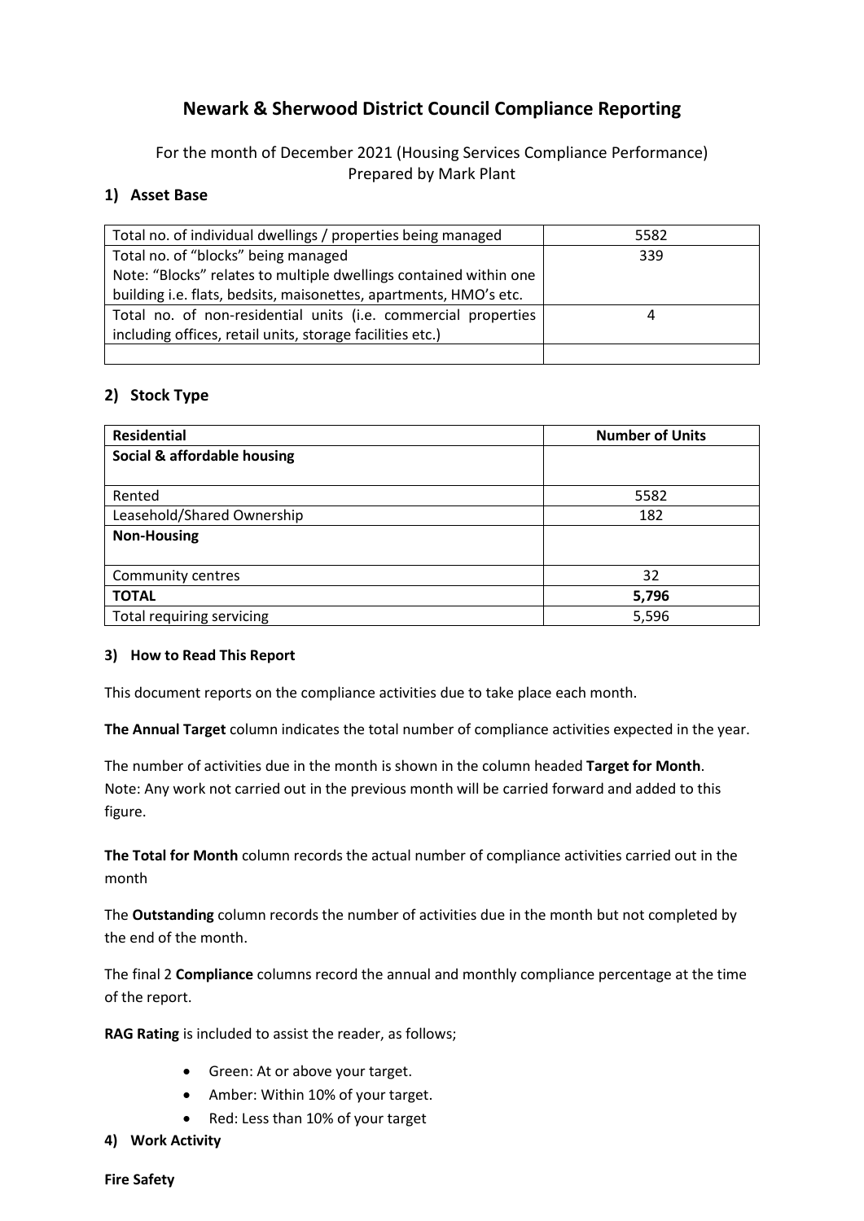# Newark & Sherwood District Council Compliance Reporting

For the month of December 2021 (Housing Services Compliance Performance)
Prepared by Mark Plant

## 1) Asset Base

| | |
|---|---|
| Total no. of individual dwellings / properties being managed | 5582 |
| Total no. of "blocks" being managed<br>Note: "Blocks" relates to multiple dwellings contained within one building i.e. flats, bedsits, maisonettes, apartments, HMO's etc. | 339 |
| Total no. of non-residential units (i.e. commercial properties including offices, retail units, storage facilities etc.) | 4 |
| | |

## 2) Stock Type

| Residential | Number of Units |
|---|---|
| **Social & affordable housing** | |
| Rented | 5582 |
| Leasehold/Shared Ownership | 182 |
| **Non-Housing** | |
| Community centres | 32 |
| **TOTAL** | **5,796** |
| Total requiring servicing | 5,596 |

### 3) How to Read This Report

This document reports on the compliance activities due to take place each month.

**The Annual Target** column indicates the total number of compliance activities expected in the year.

The number of activities due in the month is shown in the column headed **Target for Month**.
Note: Any work not carried out in the previous month will be carried forward and added to this figure.

**The Total for Month** column records the actual number of compliance activities carried out in the month

The **Outstanding** column records the number of activities due in the month but not completed by the end of the month.

The final 2 **Compliance** columns record the annual and monthly compliance percentage at the time of the report.

**RAG Rating** is included to assist the reader, as follows;

- Green: At or above your target.
- Amber: Within 10% of your target.
- Red: Less than 10% of your target

### 4) Work Activity

**Fire Safety**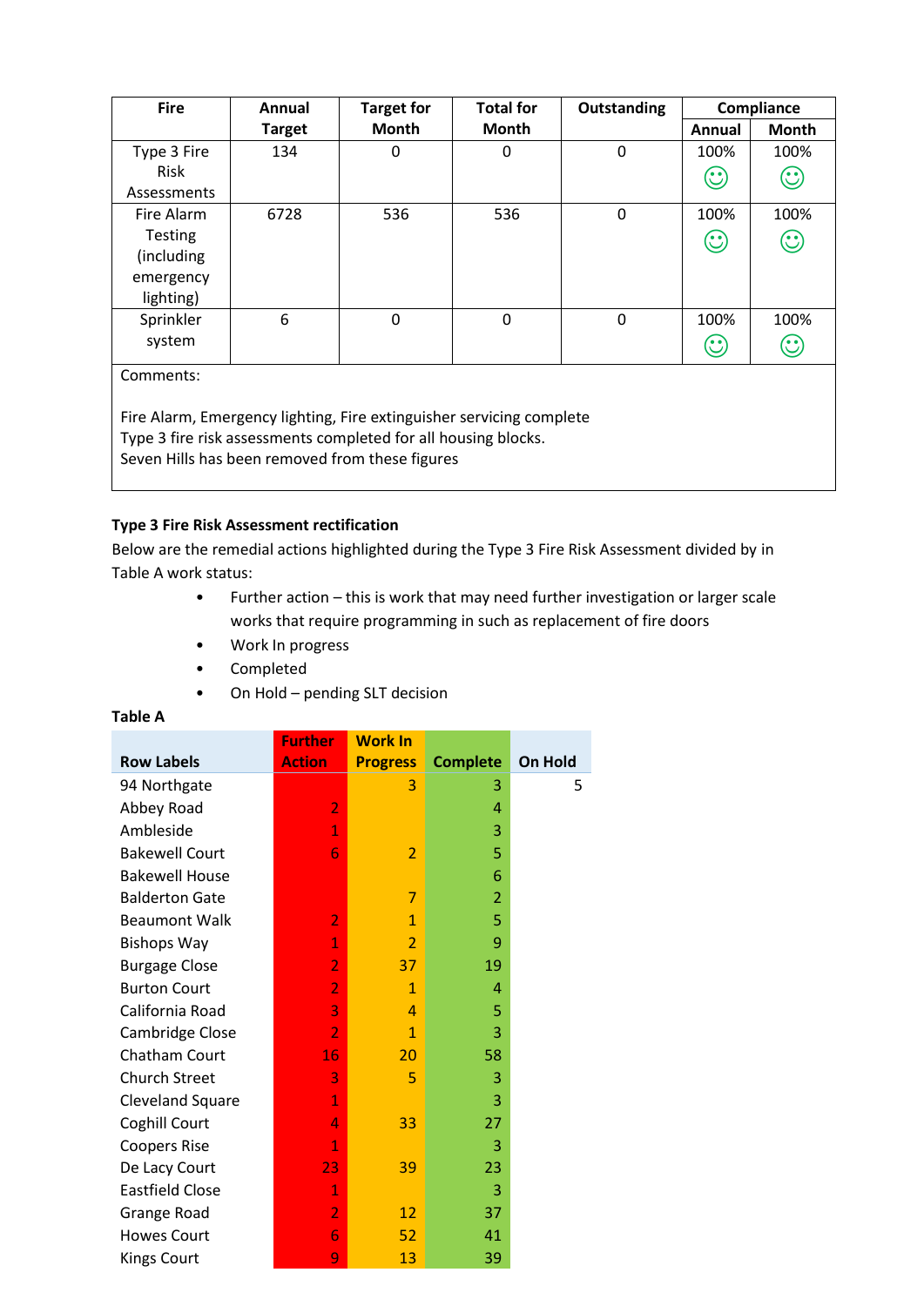| Fire | Annual Target | Target for Month | Total for Month | Outstanding | Compliance | |
|---|---|---|---|---|---|---|
| | | | | | Annual | Month |
| Type 3 Fire Risk Assessments | 134 | 0 | 0 | 0 | 100% ☺ | 100% ☺ |
| Fire Alarm Testing (including emergency lighting) | 6728 | 536 | 536 | 0 | 100% ☺ | 100% ☺ |
| Sprinkler system | 6 | 0 | 0 | 0 | 100% ☺ | 100% ☺ |

Comments:

Fire Alarm, Emergency lighting, Fire extinguisher servicing complete
Type 3 fire risk assessments completed for all housing blocks.
Seven Hills has been removed from these figures

**Type 3 Fire Risk Assessment rectification**

Below are the remedial actions highlighted during the Type 3 Fire Risk Assessment divided by in Table A work status:

- Further action – this is work that may need further investigation or larger scale works that require programming in such as replacement of fire doors
- Work In progress
- Completed
- On Hold – pending SLT decision

**Table A**

| Row Labels | Further Action | Work In Progress | Complete | On Hold |
|---|---|---|---|---|
| 94 Northgate | | 3 | 3 | 5 |
| Abbey Road | 2 | | 4 | |
| Ambleside | 1 | | 3 | |
| Bakewell Court | 6 | 2 | 5 | |
| Bakewell House | | | 6 | |
| Balderton Gate | | 7 | 2 | |
| Beaumont Walk | 2 | 1 | 5 | |
| Bishops Way | 1 | 2 | 9 | |
| Burgage Close | 2 | 37 | 19 | |
| Burton Court | 2 | 1 | 4 | |
| California Road | 3 | 4 | 5 | |
| Cambridge Close | 2 | 1 | 3 | |
| Chatham Court | 16 | 20 | 58 | |
| Church Street | 3 | 5 | 3 | |
| Cleveland Square | 1 | | 3 | |
| Coghill Court | 4 | 33 | 27 | |
| Coopers Rise | 1 | | 3 | |
| De Lacy Court | 23 | 39 | 23 | |
| Eastfield Close | 1 | | 3 | |
| Grange Road | 2 | 12 | 37 | |
| Howes Court | 6 | 52 | 41 | |
| Kings Court | 9 | 13 | 39 | |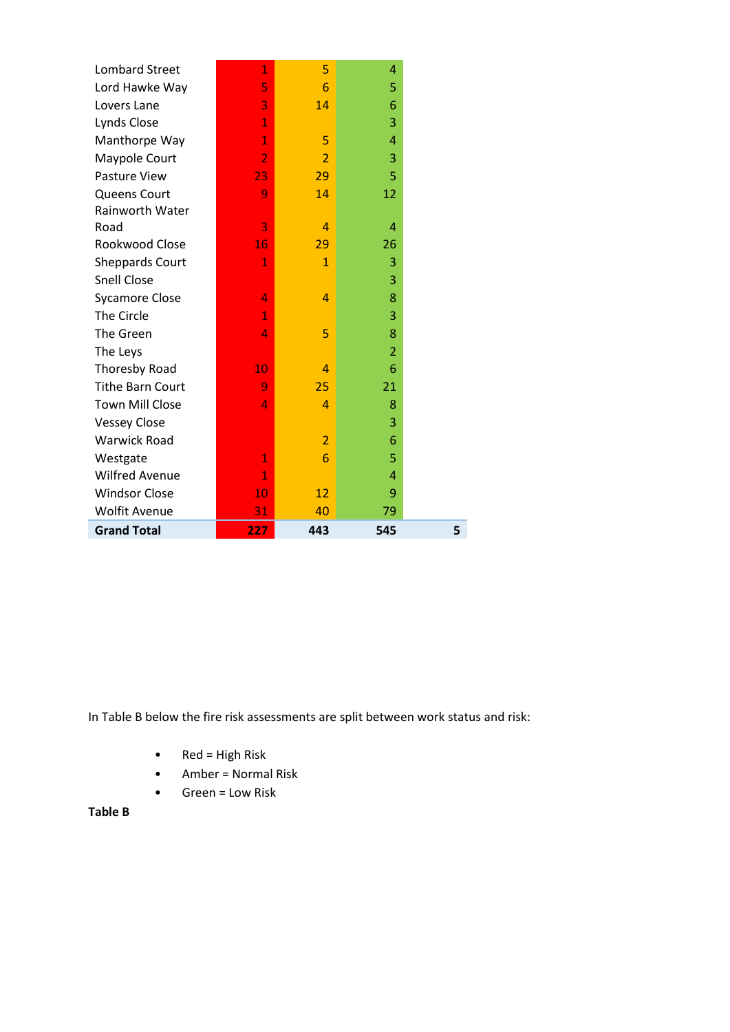| | | | | |
|---|---|---|---|---|
| Lombard Street | 1 | 5 | 4 | |
| Lord Hawke Way | 5 | 6 | 5 | |
| Lovers Lane | 3 | 14 | 6 | |
| Lynds Close | 1 | | 3 | |
| Manthorpe Way | 1 | 5 | 4 | |
| Maypole Court | 2 | 2 | 3 | |
| Pasture View | 23 | 29 | 5 | |
| Queens Court | 9 | 14 | 12 | |
| Rainworth Water Road | 3 | 4 | 4 | |
| Rookwood Close | 16 | 29 | 26 | |
| Sheppards Court | 1 | 1 | 3 | |
| Snell Close | | | 3 | |
| Sycamore Close | 4 | 4 | 8 | |
| The Circle | 1 | | 3 | |
| The Green | 4 | 5 | 8 | |
| The Leys | | | 2 | |
| Thoresby Road | 10 | 4 | 6 | |
| Tithe Barn Court | 9 | 25 | 21 | |
| Town Mill Close | 4 | 4 | 8 | |
| Vessey Close | | | 3 | |
| Warwick Road | | 2 | 6 | |
| Westgate | 1 | 6 | 5 | |
| Wilfred Avenue | 1 | | 4 | |
| Windsor Close | 10 | 12 | 9 | |
| Wolfit Avenue | 31 | 40 | 79 | |
| **Grand Total** | **227** | **443** | **545** | **5** |

In Table B below the fire risk assessments are split between work status and risk:

- Red = High Risk
- Amber = Normal Risk
- Green = Low Risk

**Table B**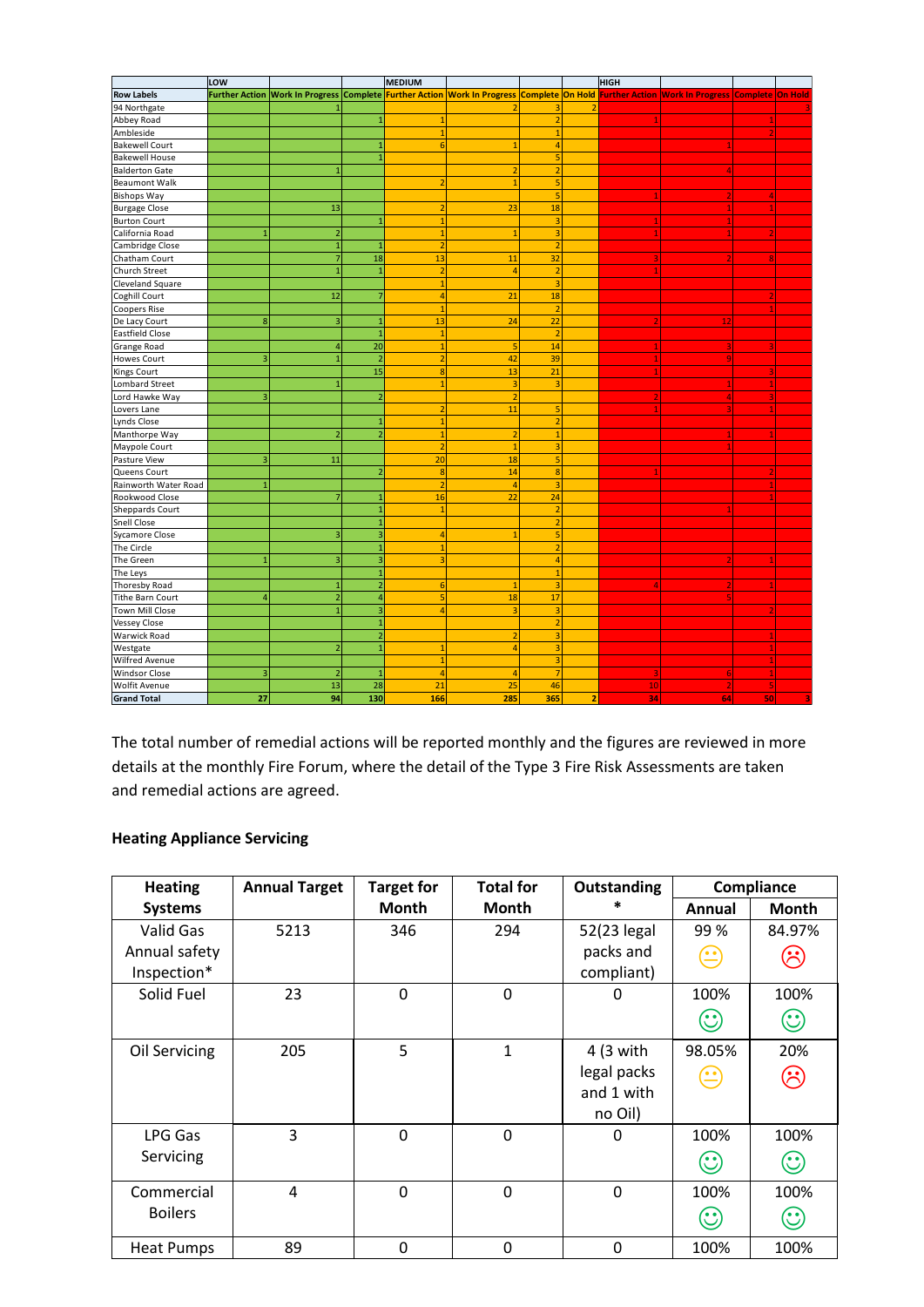| Row Labels | LOW | | | MEDIUM | | | | HIGH | | | |
|---|---|---|---|---|---|---|---|---|---|---|---|
| | Further Action | Work In Progress | Complete | Further Action | Work In Progress | Complete | On Hold | Further Action | Work In Progress | Complete | On Hold |
| 94 Northgate | | 1 | | | 2 | 3 | 2 | | | | 3 |
| Abbey Road | | | 1 | 1 | | 2 | | 1 | | 1 | |
| Ambleside | | | | 1 | | 1 | | | | 2 | |
| Bakewell Court | | | 1 | 6 | 1 | 4 | | | 1 | | |
| Bakewell House | | | 1 | | | 5 | | | | | |
| Balderton Gate | | 1 | | | 2 | 2 | | | 4 | | |
| Beaumont Walk | | | | 2 | 1 | 5 | | | | | |
| Bishops Way | | | | | | 5 | | 1 | 2 | 4 | |
| Burgage Close | | 13 | | 2 | 23 | 18 | | | 1 | 1 | |
| Burton Court | | | 1 | 1 | | 3 | | 1 | 1 | | |
| California Road | 1 | 2 | | 1 | 1 | 3 | | 1 | 1 | 2 | |
| Cambridge Close | | 1 | 1 | 2 | | | | | | | |
| Chatham Court | | 7 | 18 | 13 | 11 | 32 | | 3 | 2 | 8 | |
| Church Street | | 1 | 1 | 2 | 4 | 2 | | 1 | | | |
| Cleveland Square | | | | 1 | | 3 | | | | | |
| Coghill Court | | 12 | 7 | 4 | 21 | 18 | | | | 2 | |
| Coopers Rise | | | | 1 | | 2 | | | | 1 | |
| De Lacy Court | 8 | 3 | 1 | 13 | 24 | 22 | | 2 | 12 | | |
| Eastfield Close | | | 1 | 1 | | 2 | | | | | |
| Grange Road | | 4 | 20 | 1 | 5 | 14 | | 1 | 3 | 3 | |
| Howes Court | 3 | 1 | 2 | 2 | 42 | 39 | | 1 | 9 | | |
| Kings Court | | | 15 | 8 | 13 | 21 | | 1 | | 3 | |
| Lombard Street | | 1 | | 1 | 3 | 3 | | | 1 | 1 | |
| Lord Hawke Way | 3 | | 2 | | 2 | | | 2 | 4 | 3 | |
| Lovers Lane | | | | 2 | 11 | 5 | | 1 | 3 | 1 | |
| Lynds Close | | | 1 | 1 | | 2 | | | | | |
| Manthorpe Way | | 2 | 2 | 1 | 2 | 1 | | | 1 | 1 | |
| Maypole Court | | | | 2 | 1 | 3 | | | 1 | | |
| Pasture View | 3 | 11 | | 20 | 18 | 5 | | | | | |
| Queens Court | | | 2 | 8 | 14 | 8 | | 1 | | 2 | |
| Rainworth Water Road | 1 | | | 2 | 4 | 3 | | | | 1 | |
| Rookwood Close | | 7 | 1 | 16 | 22 | 24 | | | | 1 | |
| Sheppards Court | | | 1 | 1 | | 2 | | | 1 | | |
| Snell Close | | | 1 | | | 2 | | | | | |
| Sycamore Close | | 3 | 3 | 4 | 1 | 5 | | | | | |
| The Circle | | | 1 | 1 | | 2 | | | | | |
| The Green | 1 | 3 | 3 | 3 | | 4 | | | 2 | 1 | |
| The Leys | | | 1 | | | 1 | | | | | |
| Thoresby Road | | 1 | 2 | 6 | 1 | 3 | | 4 | 2 | 1 | |
| Tithe Barn Court | 4 | 2 | 4 | 5 | 18 | 17 | | | 5 | | |
| Town Mill Close | | 1 | 3 | 4 | 3 | 3 | | | | 2 | |
| Vessey Close | | | 1 | | | 2 | | | | | |
| Warwick Road | | | 2 | | 2 | 3 | | | | 1 | |
| Westgate | | 2 | 1 | 1 | 4 | 3 | | | | 1 | |
| Wilfred Avenue | | | | 1 | | 3 | | | | 1 | |
| Windsor Close | 3 | 2 | 1 | 4 | 4 | 7 | | 3 | 6 | 1 | |
| Wolfit Avenue | | 13 | 28 | 21 | 25 | 46 | | 10 | 2 | 5 | |
| **Grand Total** | **27** | **94** | **130** | **166** | **285** | **365** | **2** | **34** | **64** | **50** | **3** |

The total number of remedial actions will be reported monthly and the figures are reviewed in more details at the monthly Fire Forum, where the detail of the Type 3 Fire Risk Assessments are taken and remedial actions are agreed.

**Heating Appliance Servicing**

| Heating Systems | Annual Target | Target for Month | Total for Month | Outstanding * | Compliance | |
|---|---|---|---|---|---|---|
| | | | | | Annual | Month |
| Valid Gas Annual safety Inspection* | 5213 | 346 | 294 | 52(23 legal packs and compliant) | 99 % 😐 | 84.97% ☹ |
| Solid Fuel | 23 | 0 | 0 | 0 | 100% 🙂 | 100% 🙂 |
| Oil Servicing | 205 | 5 | 1 | 4 (3 with legal packs and 1 with no Oil) | 98.05% 😐 | 20% ☹ |
| LPG Gas Servicing | 3 | 0 | 0 | 0 | 100% 🙂 | 100% 🙂 |
| Commercial Boilers | 4 | 0 | 0 | 0 | 100% 🙂 | 100% 🙂 |
| Heat Pumps | 89 | 0 | 0 | 0 | 100% | 100% |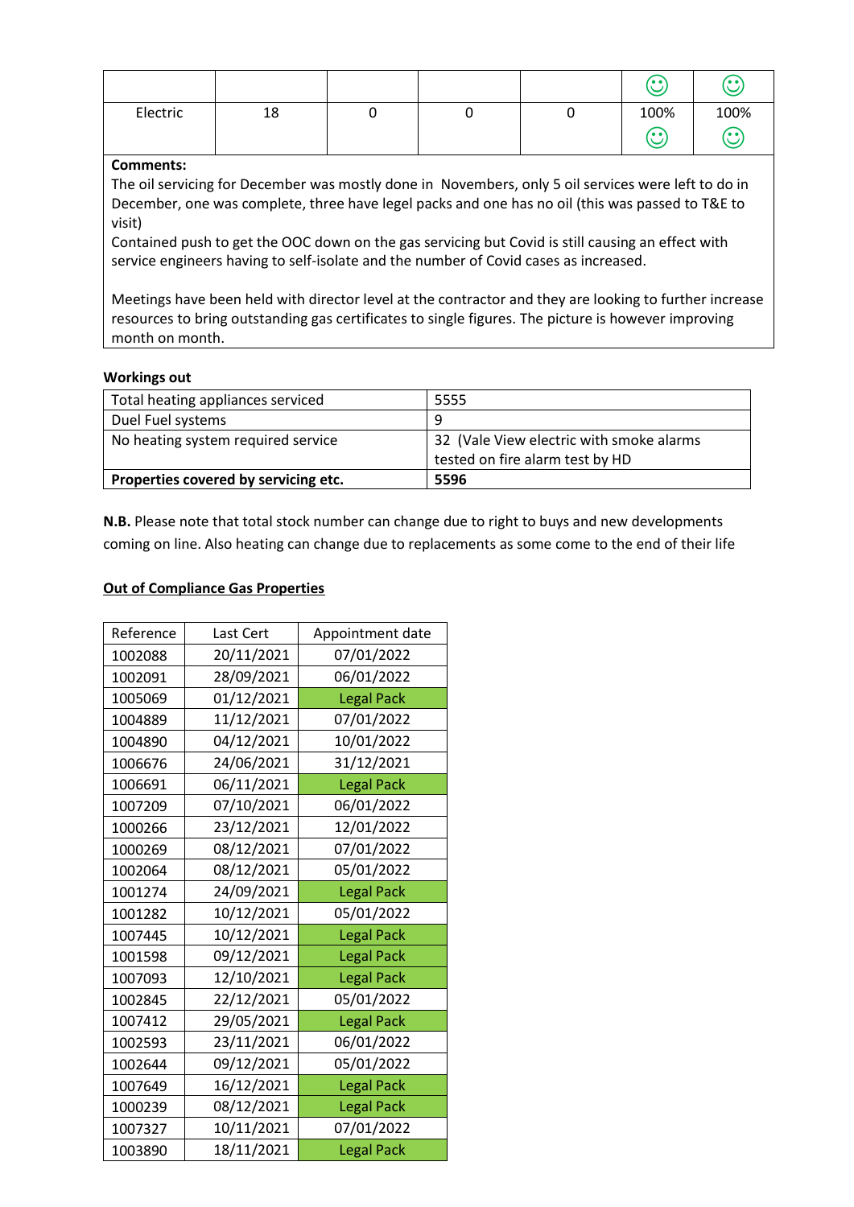| | | | | | ☺ | ☺ |
|---|---|---|---|---|---|---|
| Electric | 18 | 0 | 0 | 0 | 100% ☺ | 100% ☺ |

**Comments:**

The oil servicing for December was mostly done in Novembers, only 5 oil services were left to do in December, one was complete, three have legel packs and one has no oil (this was passed to T&E to visit)

Contained push to get the OOC down on the gas servicing but Covid is still causing an effect with service engineers having to self-isolate and the number of Covid cases as increased.

Meetings have been held with director level at the contractor and they are looking to further increase resources to bring outstanding gas certificates to single figures. The picture is however improving month on month.

**Workings out**

| Total heating appliances serviced | 5555 |
|---|---|
| Duel Fuel systems | 9 |
| No heating system required service | 32 (Vale View electric with smoke alarms tested on fire alarm test by HD |
| **Properties covered by servicing etc.** | **5596** |

**N.B.** Please note that total stock number can change due to right to buys and new developments coming on line. Also heating can change due to replacements as some come to the end of their life

**Out of Compliance Gas Properties**

| Reference | Last Cert | Appointment date |
|---|---|---|
| 1002088 | 20/11/2021 | 07/01/2022 |
| 1002091 | 28/09/2021 | 06/01/2022 |
| 1005069 | 01/12/2021 | Legal Pack |
| 1004889 | 11/12/2021 | 07/01/2022 |
| 1004890 | 04/12/2021 | 10/01/2022 |
| 1006676 | 24/06/2021 | 31/12/2021 |
| 1006691 | 06/11/2021 | Legal Pack |
| 1007209 | 07/10/2021 | 06/01/2022 |
| 1000266 | 23/12/2021 | 12/01/2022 |
| 1000269 | 08/12/2021 | 07/01/2022 |
| 1002064 | 08/12/2021 | 05/01/2022 |
| 1001274 | 24/09/2021 | Legal Pack |
| 1001282 | 10/12/2021 | 05/01/2022 |
| 1007445 | 10/12/2021 | Legal Pack |
| 1001598 | 09/12/2021 | Legal Pack |
| 1007093 | 12/10/2021 | Legal Pack |
| 1002845 | 22/12/2021 | 05/01/2022 |
| 1007412 | 29/05/2021 | Legal Pack |
| 1002593 | 23/11/2021 | 06/01/2022 |
| 1002644 | 09/12/2021 | 05/01/2022 |
| 1007649 | 16/12/2021 | Legal Pack |
| 1000239 | 08/12/2021 | Legal Pack |
| 1007327 | 10/11/2021 | 07/01/2022 |
| 1003890 | 18/11/2021 | Legal Pack |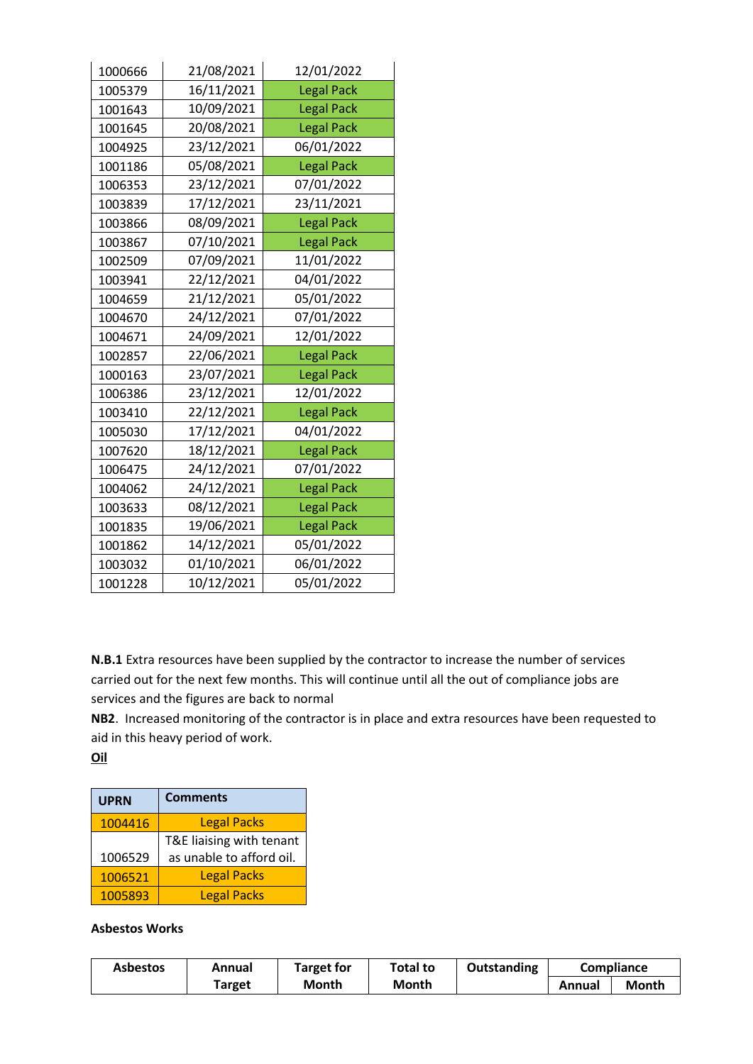| | | |
|---|---|---|
| 1000666 | 21/08/2021 | 12/01/2022 |
| 1005379 | 16/11/2021 | Legal Pack |
| 1001643 | 10/09/2021 | Legal Pack |
| 1001645 | 20/08/2021 | Legal Pack |
| 1004925 | 23/12/2021 | 06/01/2022 |
| 1001186 | 05/08/2021 | Legal Pack |
| 1006353 | 23/12/2021 | 07/01/2022 |
| 1003839 | 17/12/2021 | 23/11/2021 |
| 1003866 | 08/09/2021 | Legal Pack |
| 1003867 | 07/10/2021 | Legal Pack |
| 1002509 | 07/09/2021 | 11/01/2022 |
| 1003941 | 22/12/2021 | 04/01/2022 |
| 1004659 | 21/12/2021 | 05/01/2022 |
| 1004670 | 24/12/2021 | 07/01/2022 |
| 1004671 | 24/09/2021 | 12/01/2022 |
| 1002857 | 22/06/2021 | Legal Pack |
| 1000163 | 23/07/2021 | Legal Pack |
| 1006386 | 23/12/2021 | 12/01/2022 |
| 1003410 | 22/12/2021 | Legal Pack |
| 1005030 | 17/12/2021 | 04/01/2022 |
| 1007620 | 18/12/2021 | Legal Pack |
| 1006475 | 24/12/2021 | 07/01/2022 |
| 1004062 | 24/12/2021 | Legal Pack |
| 1003633 | 08/12/2021 | Legal Pack |
| 1001835 | 19/06/2021 | Legal Pack |
| 1001862 | 14/12/2021 | 05/01/2022 |
| 1003032 | 01/10/2021 | 06/01/2022 |
| 1001228 | 10/12/2021 | 05/01/2022 |

**N.B.1** Extra resources have been supplied by the contractor to increase the number of services carried out for the next few months. This will continue until all the out of compliance jobs are services and the figures are back to normal

**NB2**. Increased monitoring of the contractor is in place and extra resources have been requested to aid in this heavy period of work.

**Oil**

| UPRN | Comments |
|---|---|
| 1004416 | Legal Packs |
| 1006529 | T&E liaising with tenant as unable to afford oil. |
| 1006521 | Legal Packs |
| 1005893 | Legal Packs |

**Asbestos Works**

| Asbestos | Annual Target | Target for Month | Total to Month | Outstanding | Compliance | |
|---|---|---|---|---|---|---|
| | | | | | Annual | Month |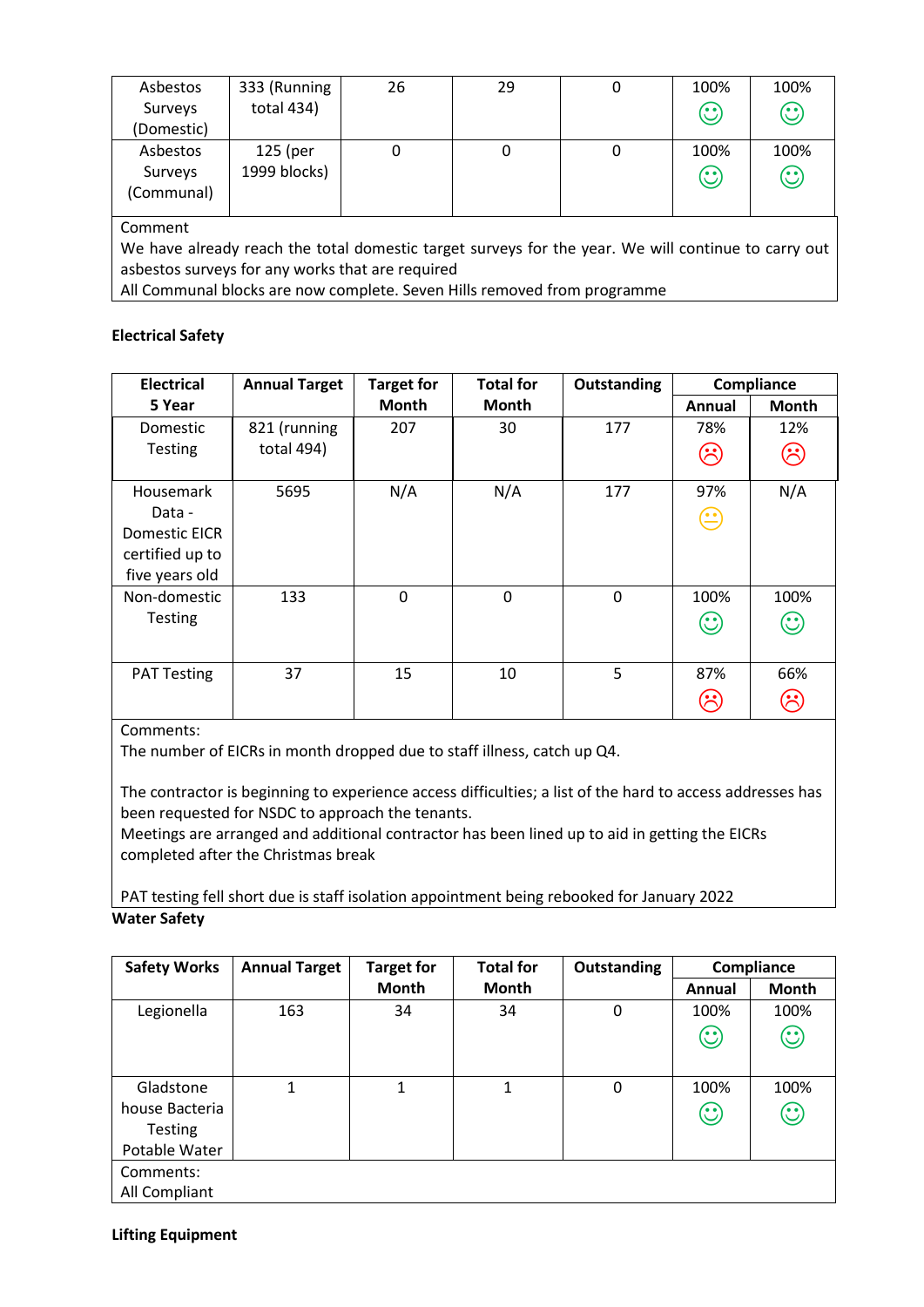| | | | | | | |
|---|---|---|---|---|---|---|
| Asbestos Surveys (Domestic) | 333 (Running total 434) | 26 | 29 | 0 | 100% ☺ | 100% ☺ |
| Asbestos Surveys (Communal) | 125 (per 1999 blocks) | 0 | 0 | 0 | 100% ☺ | 100% ☺ |
| Comment<br>We have already reach the total domestic target surveys for the year. We will continue to carry out asbestos surveys for any works that are required<br>All Communal blocks are now complete. Seven Hills removed from programme | | | | | | |

**Electrical Safety**

| Electrical 5 Year | Annual Target | Target for Month | Total for Month | Outstanding | Compliance | |
|---|---|---|---|---|---|---|
| | | | | | Annual | Month |
| Domestic Testing | 821 (running total 494) | 207 | 30 | 177 | 78% ☹ | 12% ☹ |
| Housemark Data - Domestic EICR certified up to five years old | 5695 | N/A | N/A | 177 | 97% 😐 | N/A |
| Non-domestic Testing | 133 | 0 | 0 | 0 | 100% ☺ | 100% ☺ |
| PAT Testing | 37 | 15 | 10 | 5 | 87% ☹ | 66% ☹ |
| Comments:<br>The number of EICRs in month dropped due to staff illness, catch up Q4.<br><br>The contractor is beginning to experience access difficulties; a list of the hard to access addresses has been requested for NSDC to approach the tenants.<br>Meetings are arranged and additional contractor has been lined up to aid in getting the EICRs completed after the Christmas break<br><br>PAT testing fell short due is staff isolation appointment being rebooked for January 2022 | | | | | | |

**Water Safety**

| Safety Works | Annual Target | Target for Month | Total for Month | Outstanding | Compliance | |
|---|---|---|---|---|---|---|
| | | | | | Annual | Month |
| Legionella | 163 | 34 | 34 | 0 | 100% ☺ | 100% ☺ |
| Gladstone house Bacteria Testing Potable Water | 1 | 1 | 1 | 0 | 100% ☺ | 100% ☺ |
| Comments:<br>All Compliant | | | | | | |

**Lifting Equipment**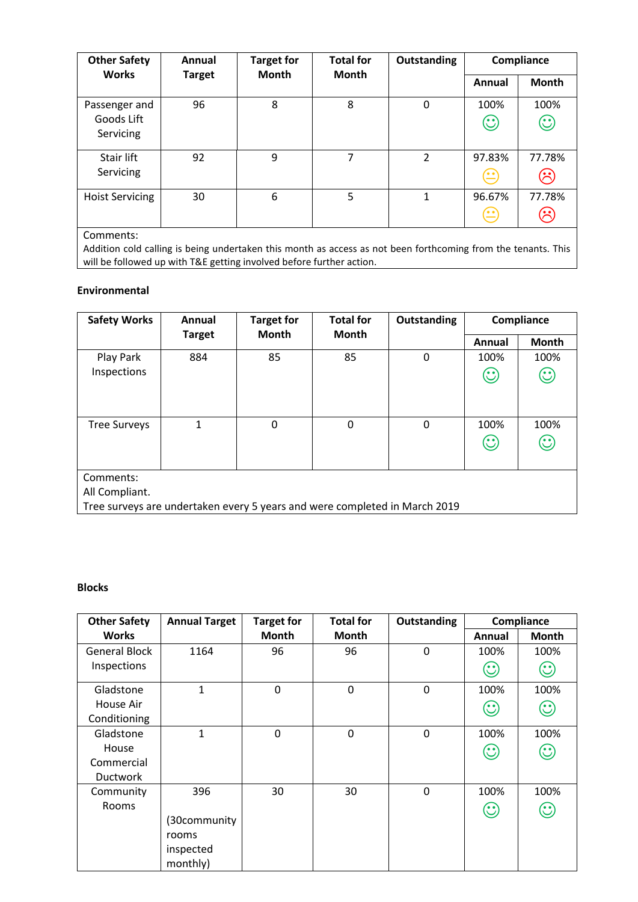| Other Safety Works | Annual Target | Target for Month | Total for Month | Outstanding | Compliance | |
|---|---|---|---|---|---|---|
| | | | | | Annual | Month |
| Passenger and Goods Lift Servicing | 96 | 8 | 8 | 0 | 100% ☺ | 100% ☺ |
| Stair lift Servicing | 92 | 9 | 7 | 2 | 97.83% 😐 | 77.78% ☹ |
| Hoist Servicing | 30 | 6 | 5 | 1 | 96.67% 😐 | 77.78% ☹ |

Comments:
Addition cold calling is being undertaken this month as access as not been forthcoming from the tenants. This will be followed up with T&E getting involved before further action.

**Environmental**

| Safety Works | Annual Target | Target for Month | Total for Month | Outstanding | Compliance | |
|---|---|---|---|---|---|---|
| | | | | | Annual | Month |
| Play Park Inspections | 884 | 85 | 85 | 0 | 100% ☺ | 100% ☺ |
| Tree Surveys | 1 | 0 | 0 | 0 | 100% ☺ | 100% ☺ |

Comments:
All Compliant.
Tree surveys are undertaken every 5 years and were completed in March 2019

**Blocks**

| Other Safety Works | Annual Target | Target for Month | Total for Month | Outstanding | Compliance | |
|---|---|---|---|---|---|---|
| | | | | | Annual | Month |
| General Block Inspections | 1164 | 96 | 96 | 0 | 100% ☺ | 100% ☺ |
| Gladstone House Air Conditioning | 1 | 0 | 0 | 0 | 100% ☺ | 100% ☺ |
| Gladstone House Commercial Ductwork | 1 | 0 | 0 | 0 | 100% ☺ | 100% ☺ |
| Community Rooms | 396 (30community rooms inspected monthly) | 30 | 30 | 0 | 100% ☺ | 100% ☺ |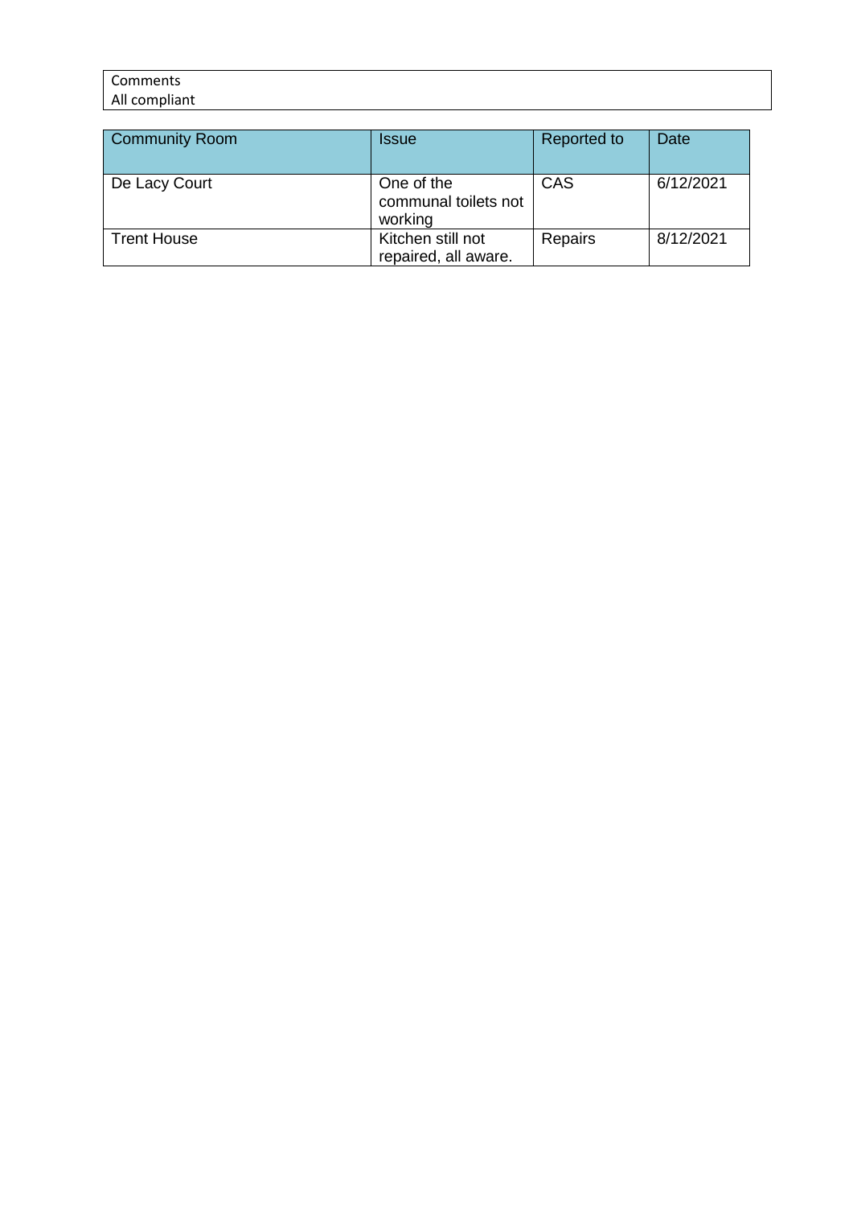Comments
All compliant

| Community Room | Issue | Reported to | Date |
|---|---|---|---|
| De Lacy Court | One of the communal toilets not working | CAS | 6/12/2021 |
| Trent House | Kitchen still not repaired, all aware. | Repairs | 8/12/2021 |